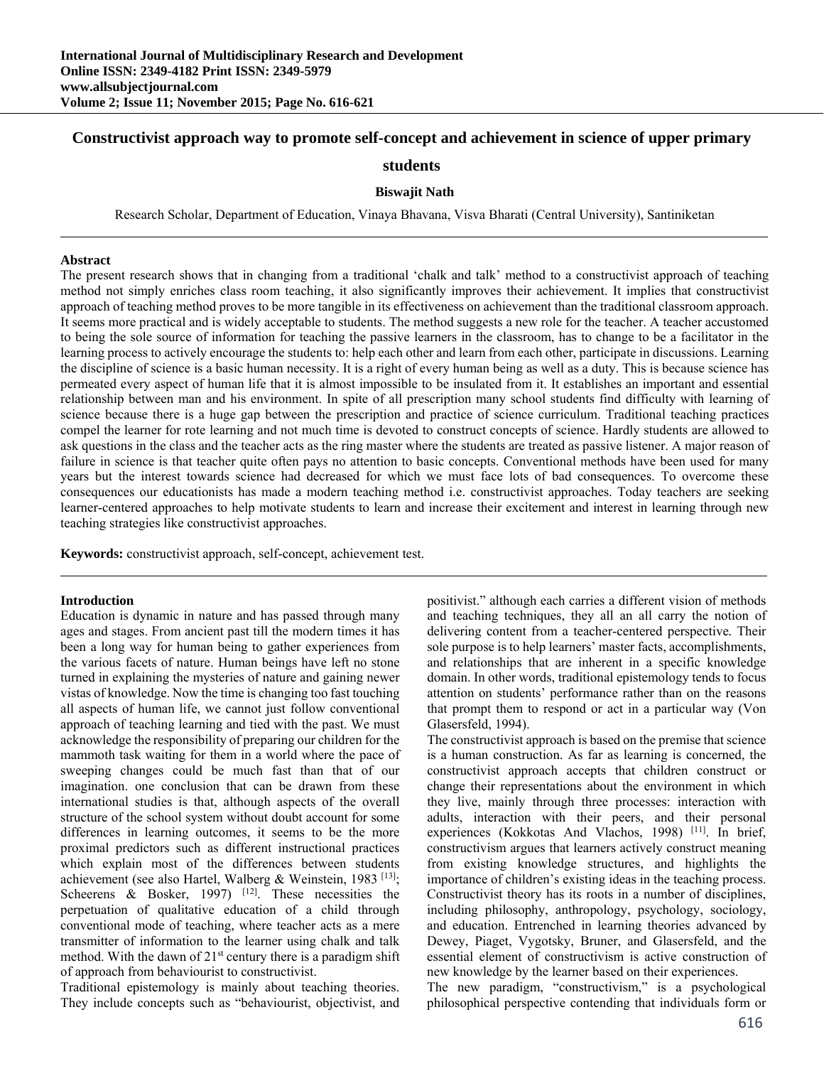# Constructivist approach way to promote self-concept and achievement in science of upper primary students

**Biswajit Nath**

Research Scholar, Department of Education, Vinaya Bhavana, Visva Bharati (Central University), Santiniketan

## Abstract

The present research shows that in changing from a traditional 'chalk and talk' method to a constructivist approach of teaching method not simply enriches class room teaching, it also significantly improves their achievement. It implies that constructivist approach of teaching method proves to be more tangible in its effectiveness on achievement than the traditional classroom approach. It seems more practical and is widely acceptable to students. The method suggests a new role for the teacher. A teacher accustomed to being the sole source of information for teaching the passive learners in the classroom, has to change to be a facilitator in the learning process to actively encourage the students to: help each other and learn from each other, participate in discussions. Learning the discipline of science is a basic human necessity. It is a right of every human being as well as a duty. This is because science has permeated every aspect of human life that it is almost impossible to be insulated from it. It establishes an important and essential relationship between man and his environment. In spite of all prescription many school students find difficulty with learning of science because there is a huge gap between the prescription and practice of science curriculum. Traditional teaching practices compel the learner for rote learning and not much time is devoted to construct concepts of science. Hardly students are allowed to ask questions in the class and the teacher acts as the ring master where the students are treated as passive listener. A major reason of failure in science is that teacher quite often pays no attention to basic concepts. Conventional methods have been used for many years but the interest towards science had decreased for which we must face lots of bad consequences. To overcome these consequences our educationists has made a modern teaching method i.e. constructivist approaches. Today teachers are seeking learner-centered approaches to help motivate students to learn and increase their excitement and interest in learning through new teaching strategies like constructivist approaches.

**Keywords:** constructivist approach, self-concept, achievement test.

## Introduction

Education is dynamic in nature and has passed through many ages and stages. From ancient past till the modern times it has been a long way for human being to gather experiences from the various facets of nature. Human beings have left no stone turned in explaining the mysteries of nature and gaining newer vistas of knowledge. Now the time is changing too fast touching all aspects of human life, we cannot just follow conventional approach of teaching learning and tied with the past. We must acknowledge the responsibility of preparing our children for the mammoth task waiting for them in a world where the pace of sweeping changes could be much fast than that of our imagination. one conclusion that can be drawn from these international studies is that, although aspects of the overall structure of the school system without doubt account for some differences in learning outcomes, it seems to be the more proximal predictors such as different instructional practices which explain most of the differences between students achievement (see also Hartel, Walberg & Weinstein, 1983 [13]; Scheerens & Bosker, 1997) [12]. These necessities the perpetuation of qualitative education of a child through conventional mode of teaching, where teacher acts as a mere transmitter of information to the learner using chalk and talk method. With the dawn of 21st century there is a paradigm shift of approach from behaviourist to constructivist.

Traditional epistemology is mainly about teaching theories. They include concepts such as "behaviourist, objectivist, and positivist." although each carries a different vision of methods and teaching techniques, they all an all carry the notion of delivering content from a teacher-centered perspective. Their sole purpose is to help learners' master facts, accomplishments, and relationships that are inherent in a specific knowledge domain. In other words, traditional epistemology tends to focus attention on students' performance rather than on the reasons that prompt them to respond or act in a particular way (Von Glasersfeld, 1994).

The constructivist approach is based on the premise that science is a human construction. As far as learning is concerned, the constructivist approach accepts that children construct or change their representations about the environment in which they live, mainly through three processes: interaction with adults, interaction with their peers, and their personal experiences (Kokkotas And Vlachos, 1998) [11]. In brief, constructivism argues that learners actively construct meaning from existing knowledge structures, and highlights the importance of children's existing ideas in the teaching process. Constructivist theory has its roots in a number of disciplines, including philosophy, anthropology, psychology, sociology, and education. Entrenched in learning theories advanced by Dewey, Piaget, Vygotsky, Bruner, and Glasersfeld, and the essential element of constructivism is active construction of new knowledge by the learner based on their experiences.

The new paradigm, "constructivism," is a psychological philosophical perspective contending that individuals form or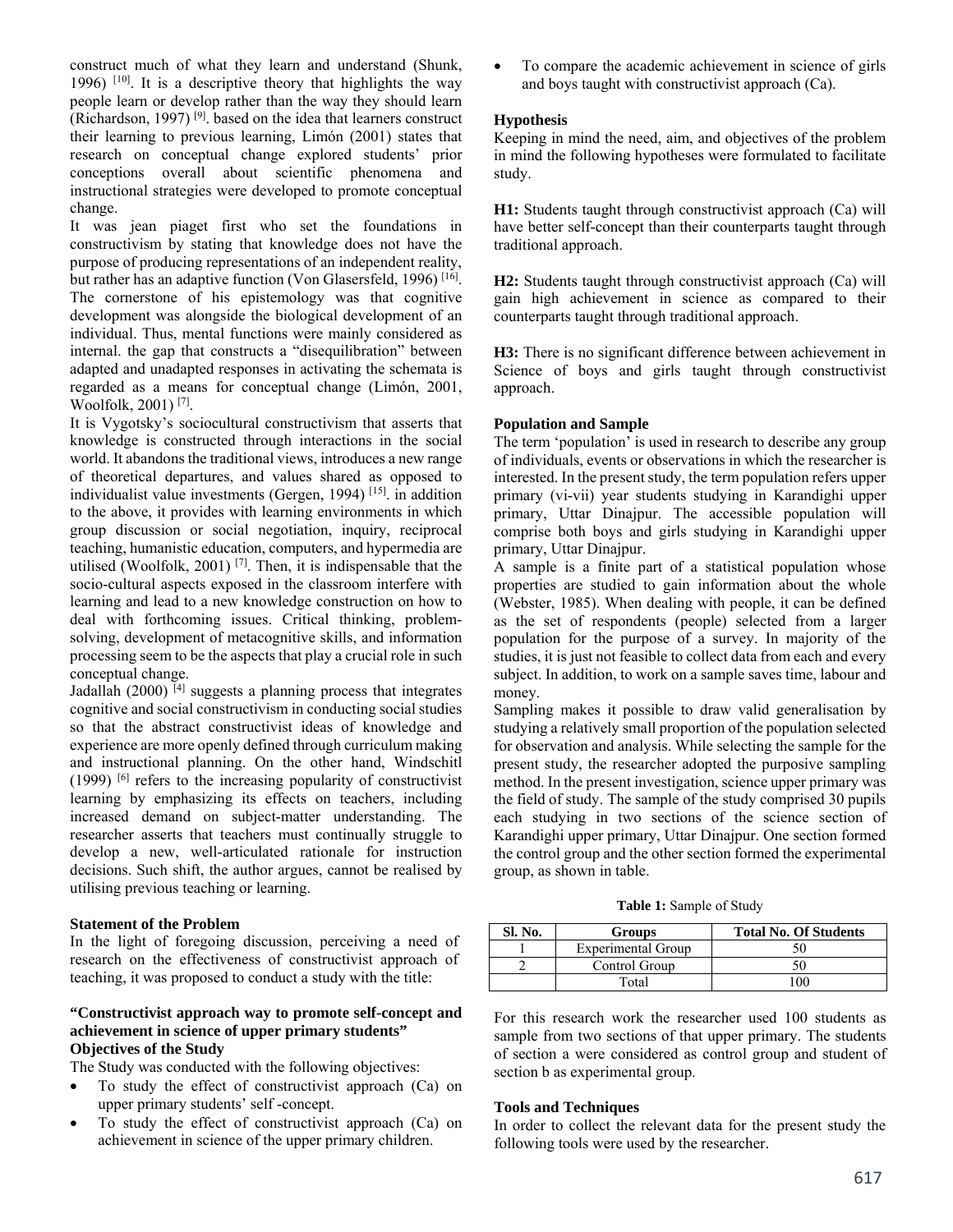construct much of what they learn and understand (Shunk, 1996) [10]. It is a descriptive theory that highlights the way people learn or develop rather than the way they should learn (Richardson, 1997) [9]. based on the idea that learners construct their learning to previous learning, Limón (2001) states that research on conceptual change explored students' prior conceptions overall about scientific phenomena and instructional strategies were developed to promote conceptual change.

It was jean piaget first who set the foundations in constructivism by stating that knowledge does not have the purpose of producing representations of an independent reality, but rather has an adaptive function (Von Glasersfeld, 1996) [16]. The cornerstone of his epistemology was that cognitive development was alongside the biological development of an individual. Thus, mental functions were mainly considered as internal. the gap that constructs a "disequilibration" between adapted and unadapted responses in activating the schemata is regarded as a means for conceptual change (Limón, 2001, Woolfolk, 2001) [7].

It is Vygotsky's sociocultural constructivism that asserts that knowledge is constructed through interactions in the social world. It abandons the traditional views, introduces a new range of theoretical departures, and values shared as opposed to individualist value investments (Gergen, 1994) [15]. in addition to the above, it provides with learning environments in which group discussion or social negotiation, inquiry, reciprocal teaching, humanistic education, computers, and hypermedia are utilised (Woolfolk, 2001) [7]. Then, it is indispensable that the socio-cultural aspects exposed in the classroom interfere with learning and lead to a new knowledge construction on how to deal with forthcoming issues. Critical thinking, problem-solving, development of metacognitive skills, and information processing seem to be the aspects that play a crucial role in such conceptual change.

Jadallah (2000) [4] suggests a planning process that integrates cognitive and social constructivism in conducting social studies so that the abstract constructivist ideas of knowledge and experience are more openly defined through curriculum making and instructional planning. On the other hand, Windschitl (1999) [6] refers to the increasing popularity of constructivist learning by emphasizing its effects on teachers, including increased demand on subject-matter understanding. The researcher asserts that teachers must continually struggle to develop a new, well-articulated rationale for instruction decisions. Such shift, the author argues, cannot be realised by utilising previous teaching or learning.

### Statement of the Problem

In the light of foregoing discussion, perceiving a need of research on the effectiveness of constructivist approach of teaching, it was proposed to conduct a study with the title:

**"Constructivist approach way to promote self-concept and achievement in science of upper primary students"**

### Objectives of the Study

The Study was conducted with the following objectives:

- To study the effect of constructivist approach (Ca) on upper primary students' self -concept.
- To study the effect of constructivist approach (Ca) on achievement in science of the upper primary children.
- To compare the academic achievement in science of girls and boys taught with constructivist approach (Ca).

### Hypothesis

Keeping in mind the need, aim, and objectives of the problem in mind the following hypotheses were formulated to facilitate study.

**H1:** Students taught through constructivist approach (Ca) will have better self-concept than their counterparts taught through traditional approach.

**H2:** Students taught through constructivist approach (Ca) will gain high achievement in science as compared to their counterparts taught through traditional approach.

**H3:** There is no significant difference between achievement in Science of boys and girls taught through constructivist approach.

### Population and Sample

The term 'population' is used in research to describe any group of individuals, events or observations in which the researcher is interested. In the present study, the term population refers upper primary (vi-vii) year students studying in Karandighi upper primary, Uttar Dinajpur. The accessible population will comprise both boys and girls studying in Karandighi upper primary, Uttar Dinajpur.

A sample is a finite part of a statistical population whose properties are studied to gain information about the whole (Webster, 1985). When dealing with people, it can be defined as the set of respondents (people) selected from a larger population for the purpose of a survey. In majority of the studies, it is just not feasible to collect data from each and every subject. In addition, to work on a sample saves time, labour and money.

Sampling makes it possible to draw valid generalisation by studying a relatively small proportion of the population selected for observation and analysis. While selecting the sample for the present study, the researcher adopted the purposive sampling method. In the present investigation, science upper primary was the field of study. The sample of the study comprised 30 pupils each studying in two sections of the science section of Karandighi upper primary, Uttar Dinajpur. One section formed the control group and the other section formed the experimental group, as shown in table.

**Table 1:** Sample of Study

| Sl. No. | Groups | Total No. Of Students |
|---|---|---|
| 1 | Experimental Group | 50 |
| 2 | Control Group | 50 |
| | Total | 100 |

For this research work the researcher used 100 students as sample from two sections of that upper primary. The students of section a were considered as control group and student of section b as experimental group.

### Tools and Techniques

In order to collect the relevant data for the present study the following tools were used by the researcher.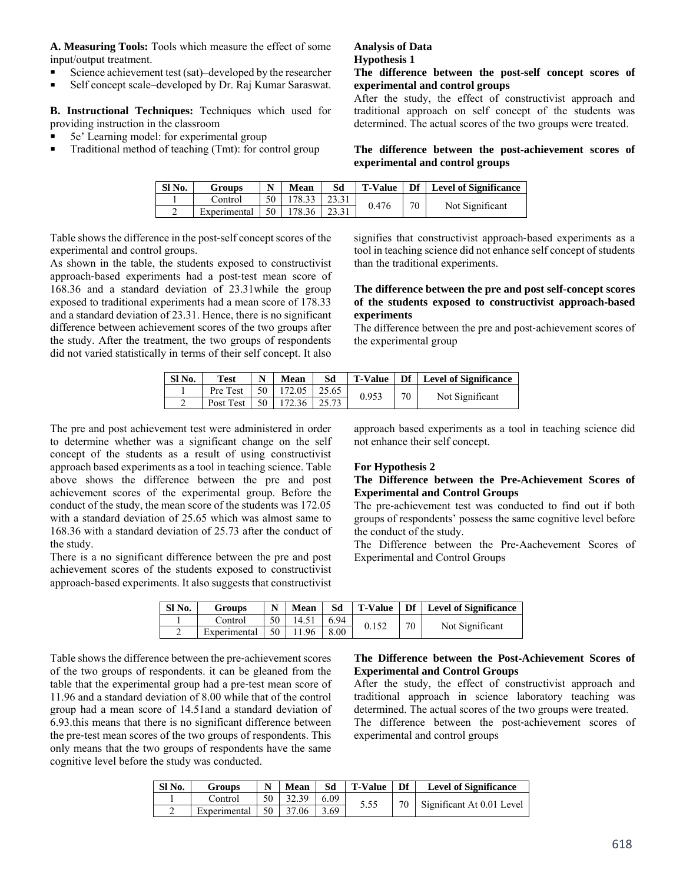**A. Measuring Tools:** Tools which measure the effect of some input/output treatment.

- Science achievement test (sat)–developed by the researcher
- Self concept scale–developed by Dr. Raj Kumar Saraswat.

**B. Instructional Techniques:** Techniques which used for providing instruction in the classroom

- 5e' Learning model: for experimental group
- Traditional method of teaching (Tmt): for control group

**Analysis of Data**

**Hypothesis 1**

**The difference between the post-self concept scores of experimental and control groups**

After the study, the effect of constructivist approach and traditional approach on self concept of the students was determined. The actual scores of the two groups were treated.

**The difference between the post-achievement scores of experimental and control groups**

| Sl No. | Groups | N | Mean | Sd | T-Value | Df | Level of Significance |
|---|---|---|---|---|---|---|---|
| 1 | Control | 50 | 178.33 | 23.31 | 0.476 | 70 | Not Significant |
| 2 | Experimental | 50 | 178.36 | 23.31 | | | |

Table shows the difference in the post-self concept scores of the experimental and control groups.

As shown in the table, the students exposed to constructivist approach-based experiments had a post-test mean score of 168.36 and a standard deviation of 23.31while the group exposed to traditional experiments had a mean score of 178.33 and a standard deviation of 23.31. Hence, there is no significant difference between achievement scores of the two groups after the study. After the treatment, the two groups of respondents did not varied statistically in terms of their self concept. It also signifies that constructivist approach-based experiments as a tool in teaching science did not enhance self concept of students than the traditional experiments.

**The difference between the pre and post self-concept scores of the students exposed to constructivist approach-based experiments**

The difference between the pre and post-achievement scores of the experimental group

| Sl No. | Test | N | Mean | Sd | T-Value | Df | Level of Significance |
|---|---|---|---|---|---|---|---|
| 1 | Pre Test | 50 | 172.05 | 25.65 | 0.953 | 70 | Not Significant |
| 2 | Post Test | 50 | 172.36 | 25.73 | | | |

The pre and post achievement test were administered in order to determine whether was a significant change on the self concept of the students as a result of using constructivist approach based experiments as a tool in teaching science. Table above shows the difference between the pre and post achievement scores of the experimental group. Before the conduct of the study, the mean score of the students was 172.05 with a standard deviation of 25.65 which was almost same to 168.36 with a standard deviation of 25.73 after the conduct of the study.

There is a no significant difference between the pre and post achievement scores of the students exposed to constructivist approach-based experiments. It also suggests that constructivist approach based experiments as a tool in teaching science did not enhance their self concept.

**For Hypothesis 2**

**The Difference between the Pre-Achievement Scores of Experimental and Control Groups**

The pre-achievement test was conducted to find out if both groups of respondents' possess the same cognitive level before the conduct of the study.

The Difference between the Pre-Aachevement Scores of Experimental and Control Groups

| Sl No. | Groups | N | Mean | Sd | T-Value | Df | Level of Significance |
|---|---|---|---|---|---|---|---|
| 1 | Control | 50 | 14.51 | 6.94 | 0.152 | 70 | Not Significant |
| 2 | Experimental | 50 | 11.96 | 8.00 | | | |

Table shows the difference between the pre-achievement scores of the two groups of respondents. it can be gleaned from the table that the experimental group had a pre-test mean score of 11.96 and a standard deviation of 8.00 while that of the control group had a mean score of 14.51and a standard deviation of 6.93.this means that there is no significant difference between the pre-test mean scores of the two groups of respondents. This only means that the two groups of respondents have the same cognitive level before the study was conducted.

**The Difference between the Post-Achievement Scores of Experimental and Control Groups**

After the study, the effect of constructivist approach and traditional approach in science laboratory teaching was determined. The actual scores of the two groups were treated.

The difference between the post-achievement scores of experimental and control groups

| Sl No. | Groups | N | Mean | Sd | T-Value | Df | Level of Significance |
|---|---|---|---|---|---|---|---|
| 1 | Control | 50 | 32.39 | 6.09 | 5.55 | 70 | Significant At 0.01 Level |
| 2 | Experimental | 50 | 37.06 | 3.69 | | | |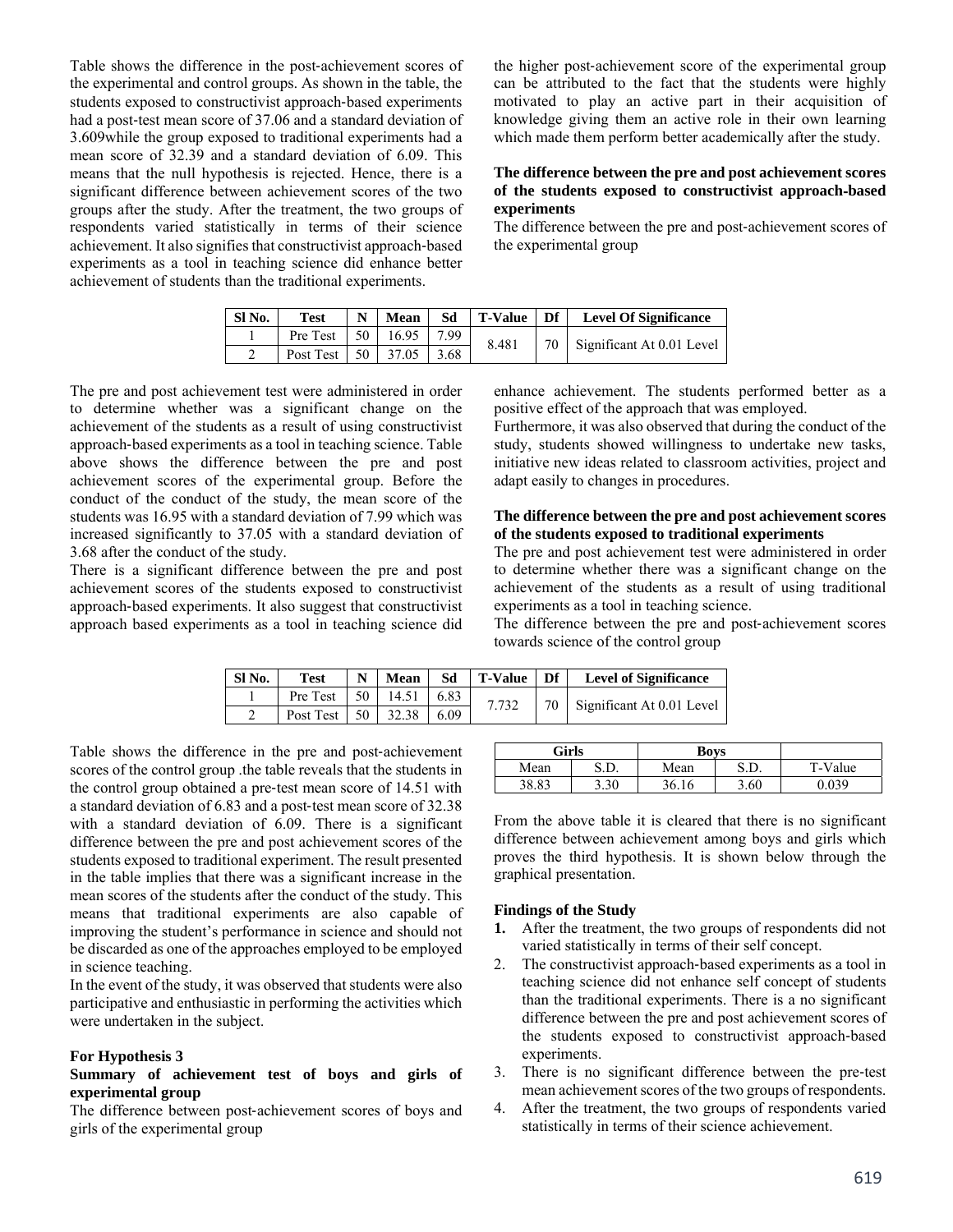Table shows the difference in the post-achievement scores of the experimental and control groups. As shown in the table, the students exposed to constructivist approach-based experiments had a post-test mean score of 37.06 and a standard deviation of 3.609while the group exposed to traditional experiments had a mean score of 32.39 and a standard deviation of 6.09. This means that the null hypothesis is rejected. Hence, there is a significant difference between achievement scores of the two groups after the study. After the treatment, the two groups of respondents varied statistically in terms of their science achievement. It also signifies that constructivist approach-based experiments as a tool in teaching science did enhance better achievement of students than the traditional experiments.

the higher post-achievement score of the experimental group can be attributed to the fact that the students were highly motivated to play an active part in their acquisition of knowledge giving them an active role in their own learning which made them perform better academically after the study.

**The difference between the pre and post achievement scores of the students exposed to constructivist approach-based experiments**

The difference between the pre and post-achievement scores of the experimental group

| Sl No. | Test | N | Mean | Sd | T-Value | Df | Level Of Significance |
|---|---|---|---|---|---|---|---|
| 1 | Pre Test | 50 | 16.95 | 7.99 | 8.481 | 70 | Significant At 0.01 Level |
| 2 | Post Test | 50 | 37.05 | 3.68 | | | |

The pre and post achievement test were administered in order to determine whether was a significant change on the achievement of the students as a result of using constructivist approach-based experiments as a tool in teaching science. Table above shows the difference between the pre and post achievement scores of the experimental group. Before the conduct of the conduct of the study, the mean score of the students was 16.95 with a standard deviation of 7.99 which was increased significantly to 37.05 with a standard deviation of 3.68 after the conduct of the study.

There is a significant difference between the pre and post achievement scores of the students exposed to constructivist approach-based experiments. It also suggest that constructivist approach based experiments as a tool in teaching science did enhance achievement. The students performed better as a positive effect of the approach that was employed.

Furthermore, it was also observed that during the conduct of the study, students showed willingness to undertake new tasks, initiative new ideas related to classroom activities, project and adapt easily to changes in procedures.

**The difference between the pre and post achievement scores of the students exposed to traditional experiments**

The pre and post achievement test were administered in order to determine whether there was a significant change on the achievement of the students as a result of using traditional experiments as a tool in teaching science.

The difference between the pre and post-achievement scores towards science of the control group

| Sl No. | Test | N | Mean | Sd | T-Value | Df | Level of Significance |
|---|---|---|---|---|---|---|---|
| 1 | Pre Test | 50 | 14.51 | 6.83 | 7.732 | 70 | Significant At 0.01 Level |
| 2 | Post Test | 50 | 32.38 | 6.09 | | | |

Table shows the difference in the pre and post-achievement scores of the control group .the table reveals that the students in the control group obtained a pre-test mean score of 14.51 with a standard deviation of 6.83 and a post-test mean score of 32.38 with a standard deviation of 6.09. There is a significant difference between the pre and post achievement scores of the students exposed to traditional experiment. The result presented in the table implies that there was a significant increase in the mean scores of the students after the conduct of the study. This means that traditional experiments are also capable of improving the student's performance in science and should not be discarded as one of the approaches employed to be employed in science teaching.

In the event of the study, it was observed that students were also participative and enthusiastic in performing the activities which were undertaken in the subject.

**For Hypothesis 3**

**Summary of achievement test of boys and girls of experimental group**

The difference between post-achievement scores of boys and girls of the experimental group

| Girls | | Boys | | |
|---|---|---|---|---|
| Mean | S.D. | Mean | S.D. | T-Value |
| 38.83 | 3.30 | 36.16 | 3.60 | 0.039 |

From the above table it is cleared that there is no significant difference between achievement among boys and girls which proves the third hypothesis. It is shown below through the graphical presentation.

**Findings of the Study**

1. After the treatment, the two groups of respondents did not varied statistically in terms of their self concept.
2. The constructivist approach-based experiments as a tool in teaching science did not enhance self concept of students than the traditional experiments. There is a no significant difference between the pre and post achievement scores of the students exposed to constructivist approach-based experiments.
3. There is no significant difference between the pre-test mean achievement scores of the two groups of respondents.
4. After the treatment, the two groups of respondents varied statistically in terms of their science achievement.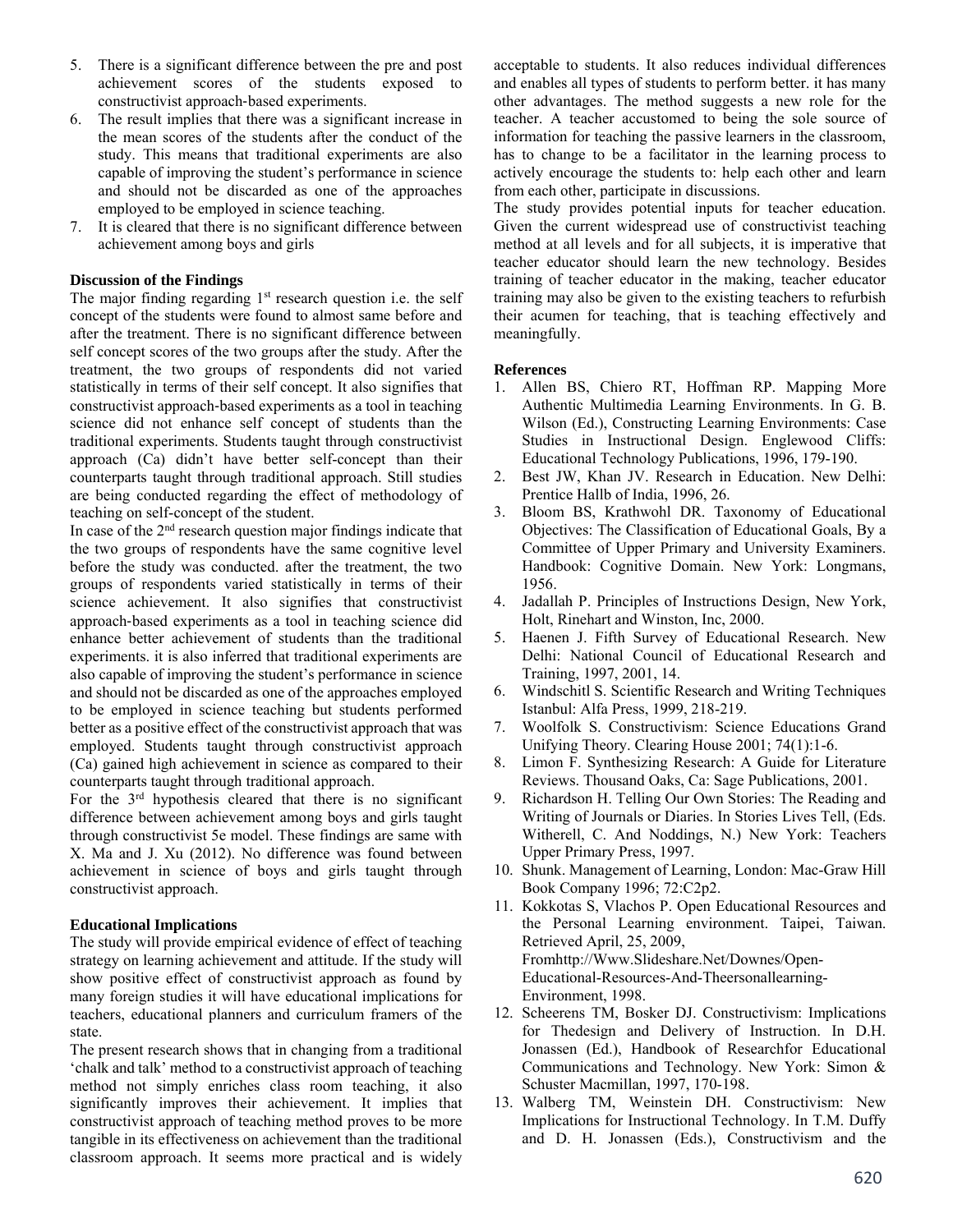5. There is a significant difference between the pre and post achievement scores of the students exposed to constructivist approach-based experiments.
6. The result implies that there was a significant increase in the mean scores of the students after the conduct of the study. This means that traditional experiments are also capable of improving the student's performance in science and should not be discarded as one of the approaches employed to be employed in science teaching.
7. It is cleared that there is no significant difference between achievement among boys and girls

**Discussion of the Findings**

The major finding regarding 1st research question i.e. the self concept of the students were found to almost same before and after the treatment. There is no significant difference between self concept scores of the two groups after the study. After the treatment, the two groups of respondents did not varied statistically in terms of their self concept. It also signifies that constructivist approach-based experiments as a tool in teaching science did not enhance self concept of students than the traditional experiments. Students taught through constructivist approach (Ca) didn't have better self-concept than their counterparts taught through traditional approach. Still studies are being conducted regarding the effect of methodology of teaching on self-concept of the student.

In case of the 2nd research question major findings indicate that the two groups of respondents have the same cognitive level before the study was conducted. after the treatment, the two groups of respondents varied statistically in terms of their science achievement. It also signifies that constructivist approach-based experiments as a tool in teaching science did enhance better achievement of students than the traditional experiments. it is also inferred that traditional experiments are also capable of improving the student's performance in science and should not be discarded as one of the approaches employed to be employed in science teaching but students performed better as a positive effect of the constructivist approach that was employed. Students taught through constructivist approach (Ca) gained high achievement in science as compared to their counterparts taught through traditional approach.

For the 3rd hypothesis cleared that there is no significant difference between achievement among boys and girls taught through constructivist 5e model. These findings are same with X. Ma and J. Xu (2012). No difference was found between achievement in science of boys and girls taught through constructivist approach.

**Educational Implications**

The study will provide empirical evidence of effect of teaching strategy on learning achievement and attitude. If the study will show positive effect of constructivist approach as found by many foreign studies it will have educational implications for teachers, educational planners and curriculum framers of the state.

The present research shows that in changing from a traditional 'chalk and talk' method to a constructivist approach of teaching method not simply enriches class room teaching, it also significantly improves their achievement. It implies that constructivist approach of teaching method proves to be more tangible in its effectiveness on achievement than the traditional classroom approach. It seems more practical and is widely acceptable to students. It also reduces individual differences and enables all types of students to perform better. it has many other advantages. The method suggests a new role for the teacher. A teacher accustomed to being the sole source of information for teaching the passive learners in the classroom, has to change to be a facilitator in the learning process to actively encourage the students to: help each other and learn from each other, participate in discussions.

The study provides potential inputs for teacher education. Given the current widespread use of constructivist teaching method at all levels and for all subjects, it is imperative that teacher educator should learn the new technology. Besides training of teacher educator in the making, teacher educator training may also be given to the existing teachers to refurbish their acumen for teaching, that is teaching effectively and meaningfully.

**References**

1. Allen BS, Chiero RT, Hoffman RP. Mapping More Authentic Multimedia Learning Environments. In G. B. Wilson (Ed.), Constructing Learning Environments: Case Studies in Instructional Design. Englewood Cliffs: Educational Technology Publications, 1996, 179-190.
2. Best JW, Khan JV. Research in Education. New Delhi: Prentice Hallb of India, 1996, 26.
3. Bloom BS, Krathwohl DR. Taxonomy of Educational Objectives: The Classification of Educational Goals, By a Committee of Upper Primary and University Examiners. Handbook: Cognitive Domain. New York: Longmans, 1956.
4. Jadallah P. Principles of Instructions Design, New York, Holt, Rinehart and Winston, Inc, 2000.
5. Haenen J. Fifth Survey of Educational Research. New Delhi: National Council of Educational Research and Training, 1997, 2001, 14.
6. Windschitl S. Scientific Research and Writing Techniques Istanbul: Alfa Press, 1999, 218-219.
7. Woolfolk S. Constructivism: Science Educations Grand Unifying Theory. Clearing House 2001; 74(1):1-6.
8. Limon F. Synthesizing Research: A Guide for Literature Reviews. Thousand Oaks, Ca: Sage Publications, 2001.
9. Richardson H. Telling Our Own Stories: The Reading and Writing of Journals or Diaries. In Stories Lives Tell, (Eds. Witherell, C. And Noddings, N.) New York: Teachers Upper Primary Press, 1997.
10. Shunk. Management of Learning, London: Mac-Graw Hill Book Company 1996; 72:C2p2.
11. Kokkotas S, Vlachos P. Open Educational Resources and the Personal Learning environment. Taipei, Taiwan. Retrieved April, 25, 2009, Fromhttp://Www.Slideshare.Net/Downes/Open-Educational-Resources-And-Theersonallearning-Environment, 1998.
12. Scheerens TM, Bosker DJ. Constructivism: Implications for Thedesign and Delivery of Instruction. In D.H. Jonassen (Ed.), Handbook of Researchfor Educational Communications and Technology. New York: Simon & Schuster Macmillan, 1997, 170-198.
13. Walberg TM, Weinstein DH. Constructivism: New Implications for Instructional Technology. In T.M. Duffy and D. H. Jonassen (Eds.), Constructivism and the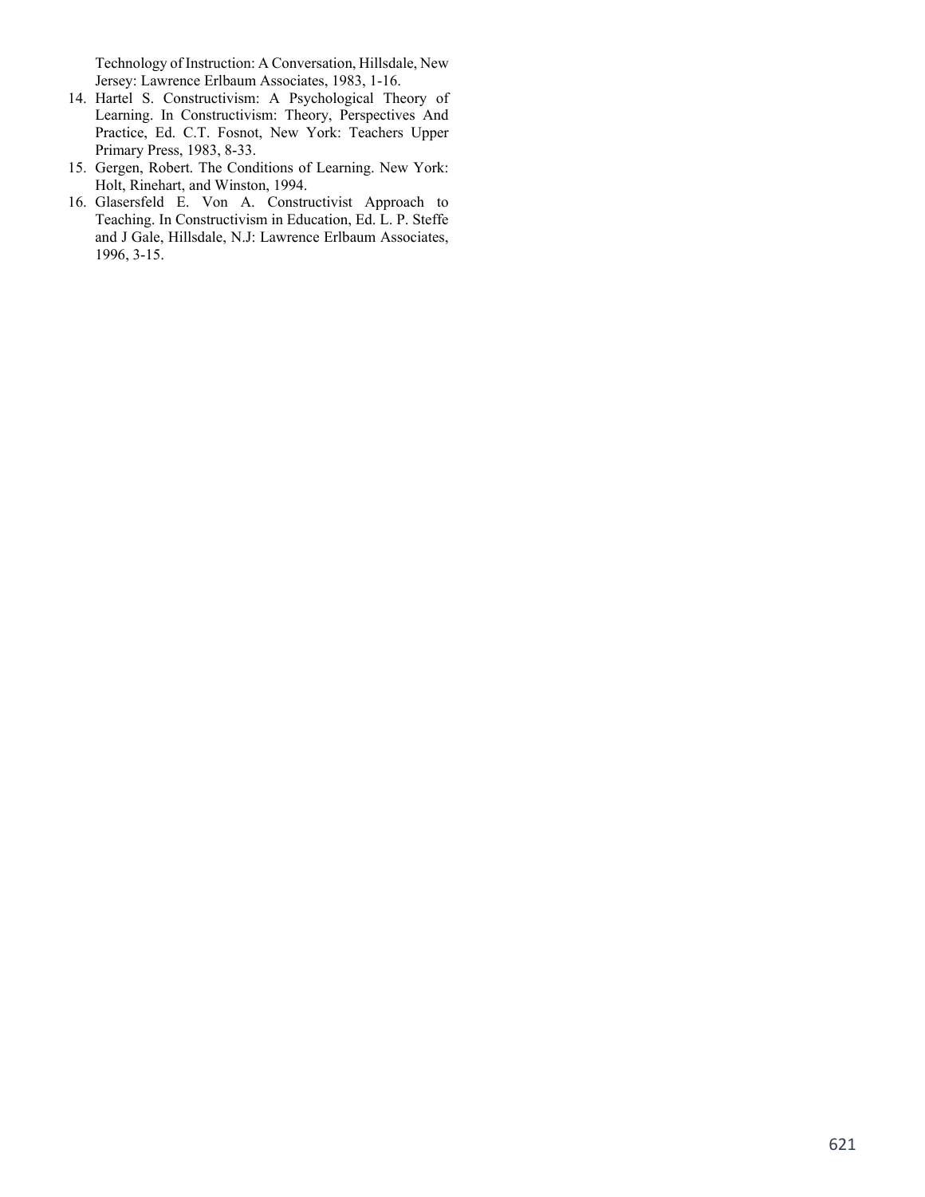Technology of Instruction: A Conversation, Hillsdale, New Jersey: Lawrence Erlbaum Associates, 1983, 1-16.

14. Hartel S. Constructivism: A Psychological Theory of Learning. In Constructivism: Theory, Perspectives And Practice, Ed. C.T. Fosnot, New York: Teachers Upper Primary Press, 1983, 8-33.
15. Gergen, Robert. The Conditions of Learning. New York: Holt, Rinehart, and Winston, 1994.
16. Glasersfeld E. Von A. Constructivist Approach to Teaching. In Constructivism in Education, Ed. L. P. Steffe and J Gale, Hillsdale, N.J: Lawrence Erlbaum Associates, 1996, 3-15.